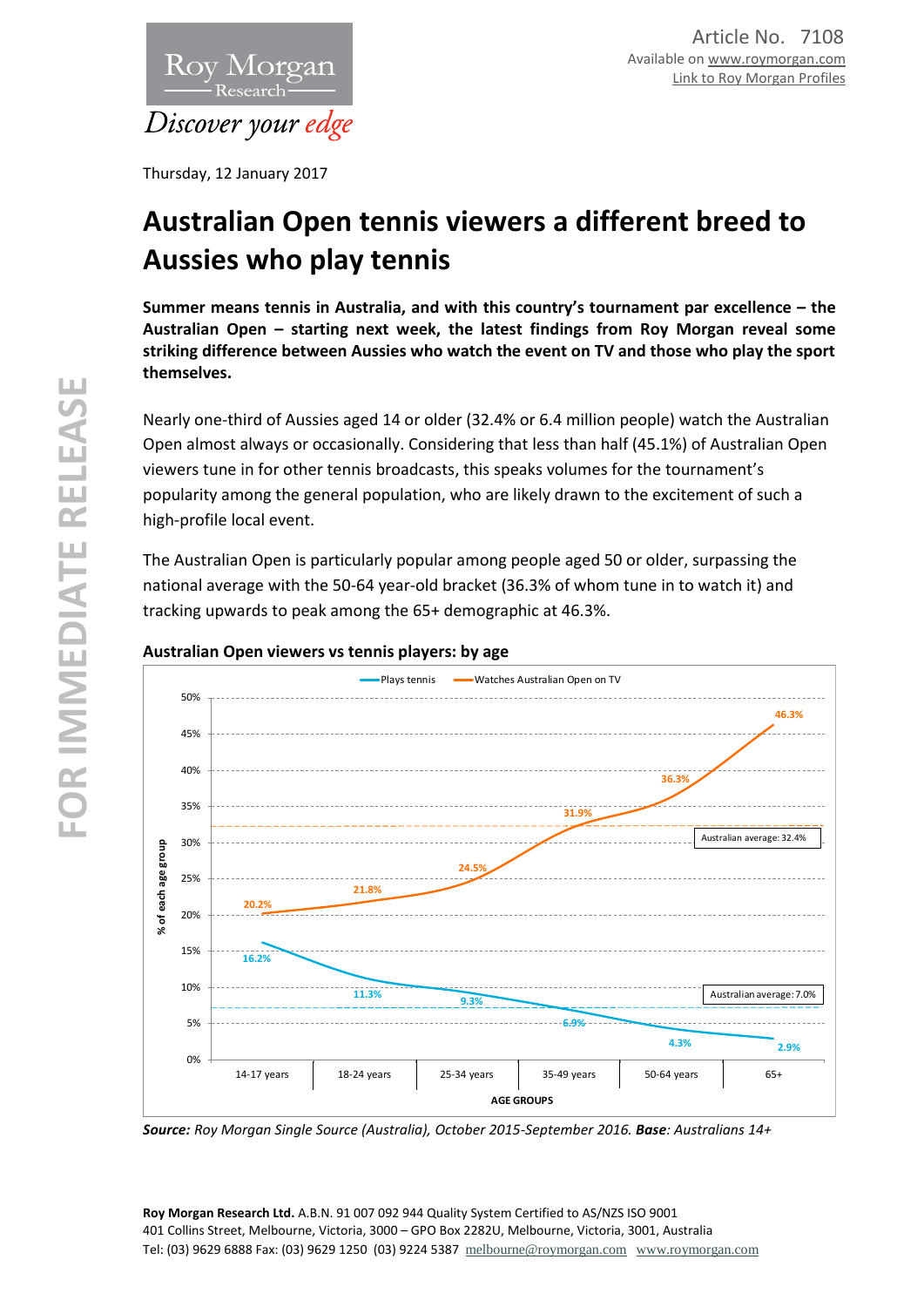Article No. 7108
Available on www.roymorgan.com
Link to Roy Morgan Profiles

Thursday, 12 January 2017

# Australian Open tennis viewers a different breed to Aussies who play tennis

**Summer means tennis in Australia, and with this country's tournament par excellence – the Australian Open – starting next week, the latest findings from Roy Morgan reveal some striking difference between Aussies who watch the event on TV and those who play the sport themselves.**

Nearly one-third of Aussies aged 14 or older (32.4% or 6.4 million people) watch the Australian Open almost always or occasionally. Considering that less than half (45.1%) of Australian Open viewers tune in for other tennis broadcasts, this speaks volumes for the tournament's popularity among the general population, who are likely drawn to the excitement of such a high-profile local event.

The Australian Open is particularly popular among people aged 50 or older, surpassing the national average with the 50-64 year-old bracket (36.3% of whom tune in to watch it) and tracking upwards to peak among the 65+ demographic at 46.3%.

**Australian Open viewers vs tennis players: by age**

| AGE GROUPS | Plays tennis | Watches Australian Open on TV |
|---|---|---|
| 14-17 years | 16.2% | 20.2% |
| 18-24 years | 11.3% | 21.8% |
| 25-34 years | 9.3% | 24.5% |
| 35-49 years | 6.9% | 31.9% |
| 50-64 years | 4.3% | 36.3% |
| 65+ | 2.9% | 46.3% |
| Australian average | 7.0% | 32.4% |

*% of each age group*

***Source:** Roy Morgan Single Source (Australia), October 2015-September 2016. **Base**: Australians 14+*

**Roy Morgan Research Ltd.** A.B.N. 91 007 092 944 Quality System Certified to AS/NZS ISO 9001
401 Collins Street, Melbourne, Victoria, 3000 – GPO Box 2282U, Melbourne, Victoria, 3001, Australia
Tel: (03) 9629 6888 Fax: (03) 9629 1250 (03) 9224 5387 melbourne@roymorgan.com www.roymorgan.com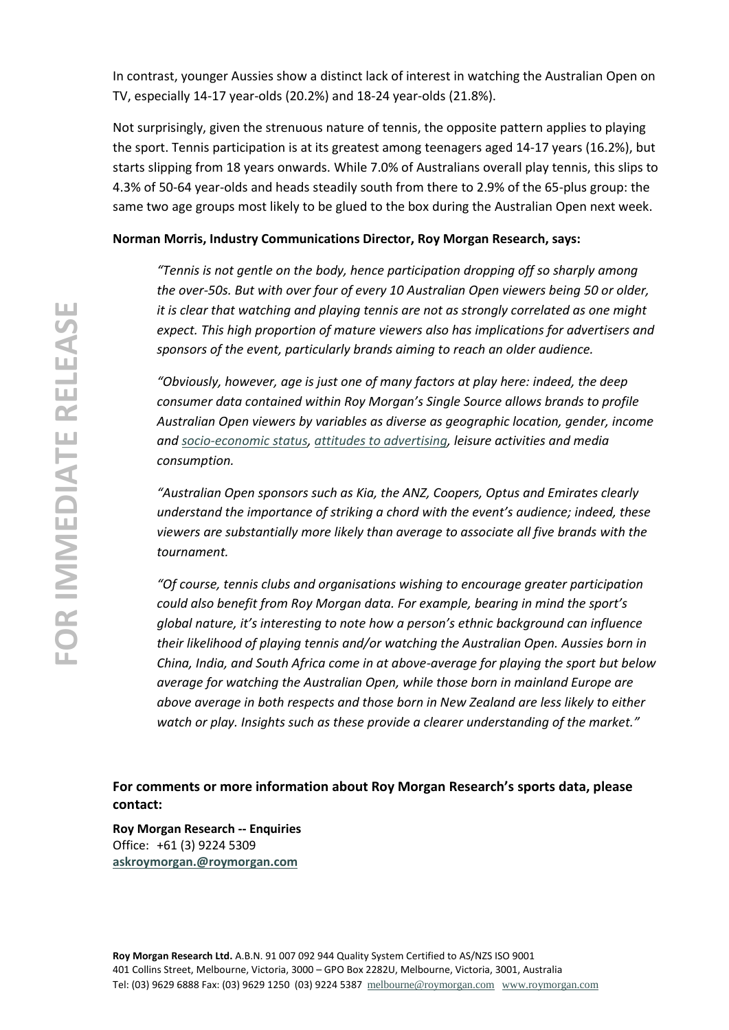In contrast, younger Aussies show a distinct lack of interest in watching the Australian Open on TV, especially 14-17 year-olds (20.2%) and 18-24 year-olds (21.8%).

Not surprisingly, given the strenuous nature of tennis, the opposite pattern applies to playing the sport. Tennis participation is at its greatest among teenagers aged 14-17 years (16.2%), but starts slipping from 18 years onwards. While 7.0% of Australians overall play tennis, this slips to 4.3% of 50-64 year-olds and heads steadily south from there to 2.9% of the 65-plus group: the same two age groups most likely to be glued to the box during the Australian Open next week.

**Norman Morris, Industry Communications Director, Roy Morgan Research, says:**

*"Tennis is not gentle on the body, hence participation dropping off so sharply among the over-50s. But with over four of every 10 Australian Open viewers being 50 or older, it is clear that watching and playing tennis are not as strongly correlated as one might expect. This high proportion of mature viewers also has implications for advertisers and sponsors of the event, particularly brands aiming to reach an older audience.*

*"Obviously, however, age is just one of many factors at play here: indeed, the deep consumer data contained within Roy Morgan's Single Source allows brands to profile Australian Open viewers by variables as diverse as geographic location, gender, income and socio-economic status, attitudes to advertising, leisure activities and media consumption.*

*"Australian Open sponsors such as Kia, the ANZ, Coopers, Optus and Emirates clearly understand the importance of striking a chord with the event's audience; indeed, these viewers are substantially more likely than average to associate all five brands with the tournament.*

*"Of course, tennis clubs and organisations wishing to encourage greater participation could also benefit from Roy Morgan data. For example, bearing in mind the sport's global nature, it's interesting to note how a person's ethnic background can influence their likelihood of playing tennis and/or watching the Australian Open. Aussies born in China, India, and South Africa come in at above-average for playing the sport but below average for watching the Australian Open, while those born in mainland Europe are above average in both respects and those born in New Zealand are less likely to either watch or play. Insights such as these provide a clearer understanding of the market."*

**For comments or more information about Roy Morgan Research's sports data, please contact:**

**Roy Morgan Research -- Enquiries**
Office: +61 (3) 9224 5309
**askroymorgan.@roymorgan.com**

**Roy Morgan Research Ltd.** A.B.N. 91 007 092 944 Quality System Certified to AS/NZS ISO 9001
401 Collins Street, Melbourne, Victoria, 3000 – GPO Box 2282U, Melbourne, Victoria, 3001, Australia
Tel: (03) 9629 6888 Fax: (03) 9629 1250 (03) 9224 5387 melbourne@roymorgan.com www.roymorgan.com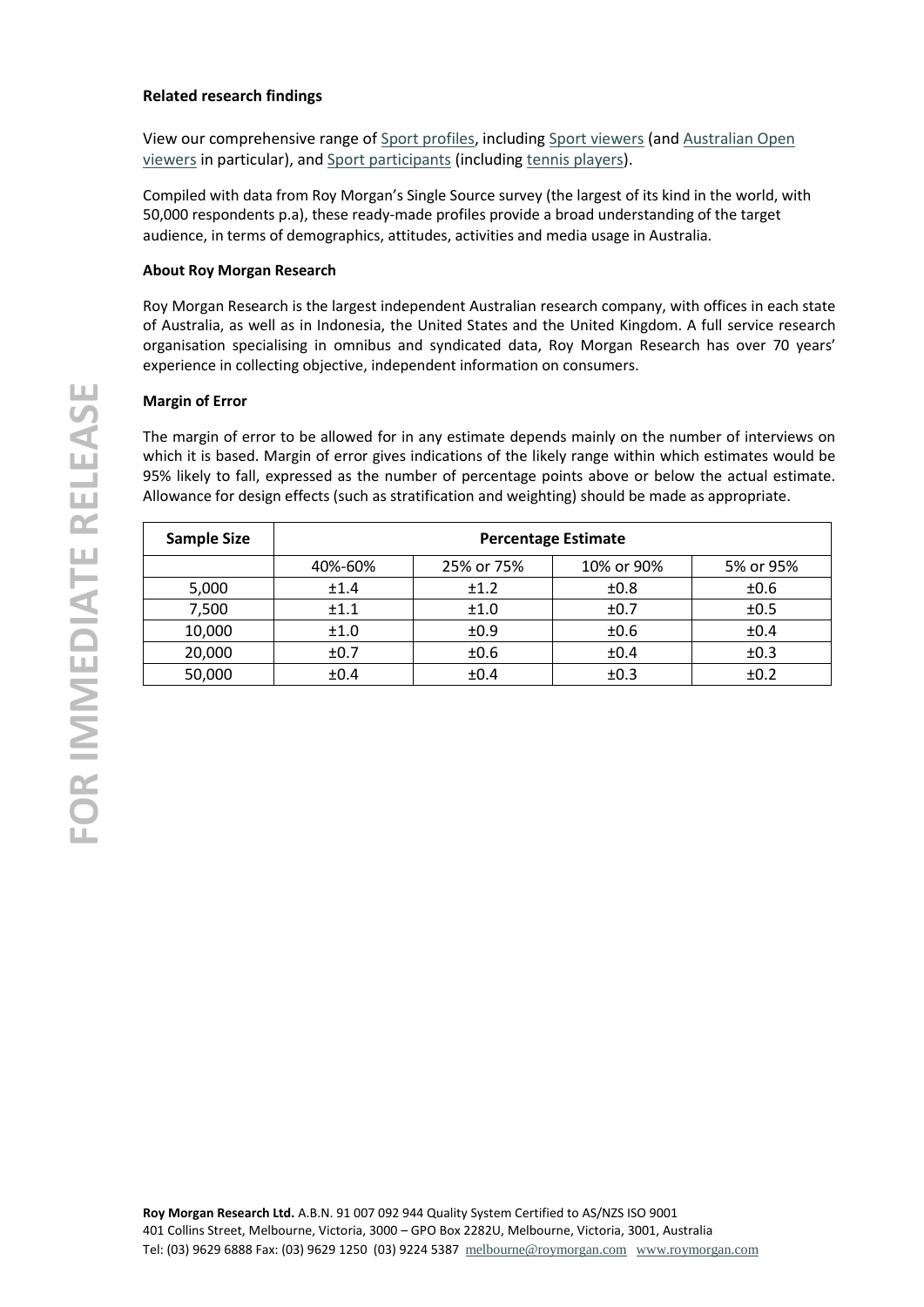**Related research findings**

View our comprehensive range of Sport profiles, including Sport viewers (and Australian Open viewers in particular), and Sport participants (including tennis players).

Compiled with data from Roy Morgan's Single Source survey (the largest of its kind in the world, with 50,000 respondents p.a), these ready-made profiles provide a broad understanding of the target audience, in terms of demographics, attitudes, activities and media usage in Australia.

**About Roy Morgan Research**

Roy Morgan Research is the largest independent Australian research company, with offices in each state of Australia, as well as in Indonesia, the United States and the United Kingdom. A full service research organisation specialising in omnibus and syndicated data, Roy Morgan Research has over 70 years' experience in collecting objective, independent information on consumers.

**Margin of Error**

The margin of error to be allowed for in any estimate depends mainly on the number of interviews on which it is based. Margin of error gives indications of the likely range within which estimates would be 95% likely to fall, expressed as the number of percentage points above or below the actual estimate. Allowance for design effects (such as stratification and weighting) should be made as appropriate.

| Sample Size | Percentage Estimate | | | |
|---|---|---|---|---|
| | 40%-60% | 25% or 75% | 10% or 90% | 5% or 95% |
| 5,000 | ±1.4 | ±1.2 | ±0.8 | ±0.6 |
| 7,500 | ±1.1 | ±1.0 | ±0.7 | ±0.5 |
| 10,000 | ±1.0 | ±0.9 | ±0.6 | ±0.4 |
| 20,000 | ±0.7 | ±0.6 | ±0.4 | ±0.3 |
| 50,000 | ±0.4 | ±0.4 | ±0.3 | ±0.2 |

**Roy Morgan Research Ltd.** A.B.N. 91 007 092 944 Quality System Certified to AS/NZS ISO 9001
401 Collins Street, Melbourne, Victoria, 3000 – GPO Box 2282U, Melbourne, Victoria, 3001, Australia
Tel: (03) 9629 6888 Fax: (03) 9629 1250 (03) 9224 5387 melbourne@roymorgan.com www.roymorgan.com